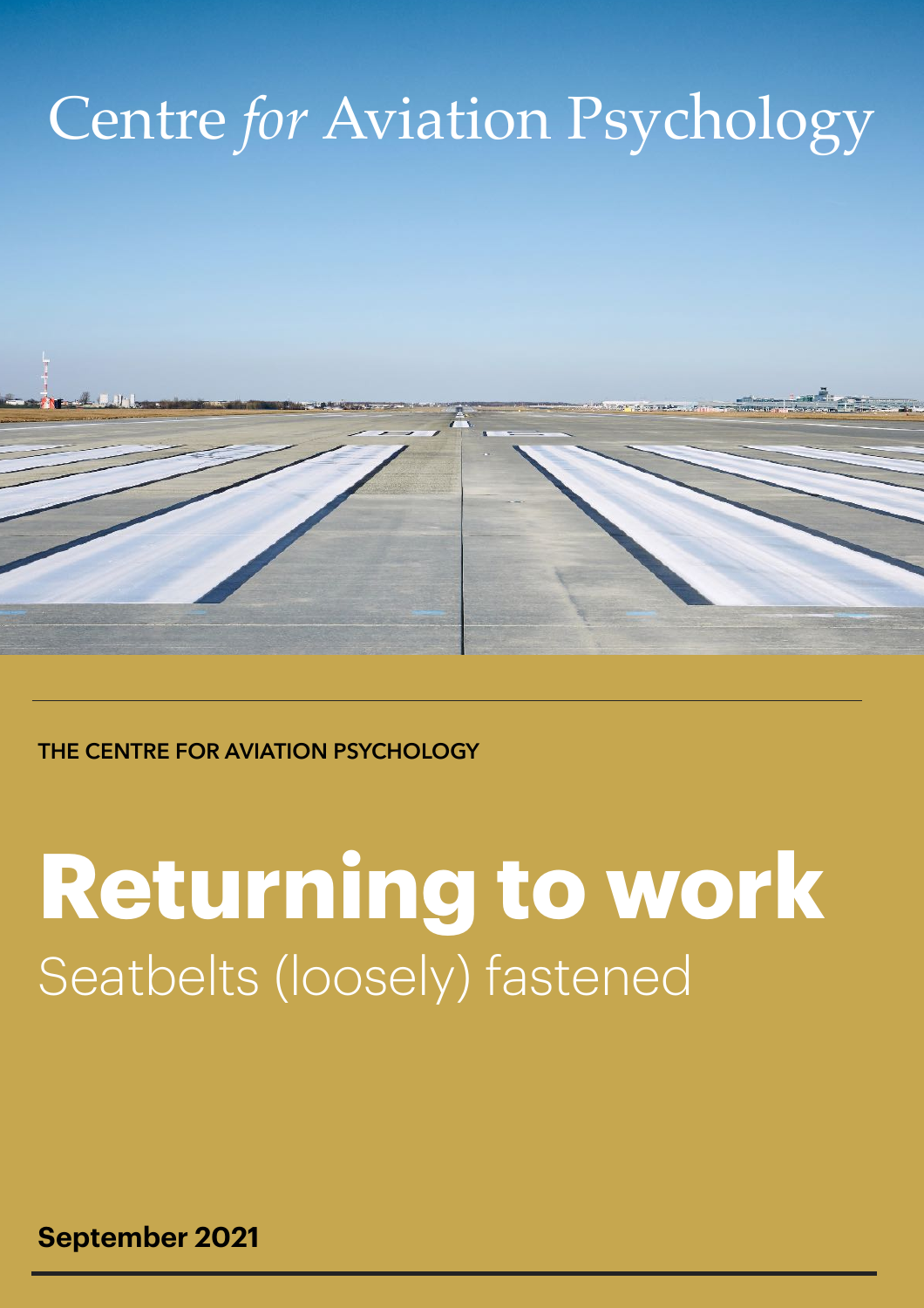Centre *for* Aviation Psychology

THE CENTRE FOR AVIATION PSYCHOLOGY

# Returning to work

## Seatbelts (loosely) fastened

**September 2021**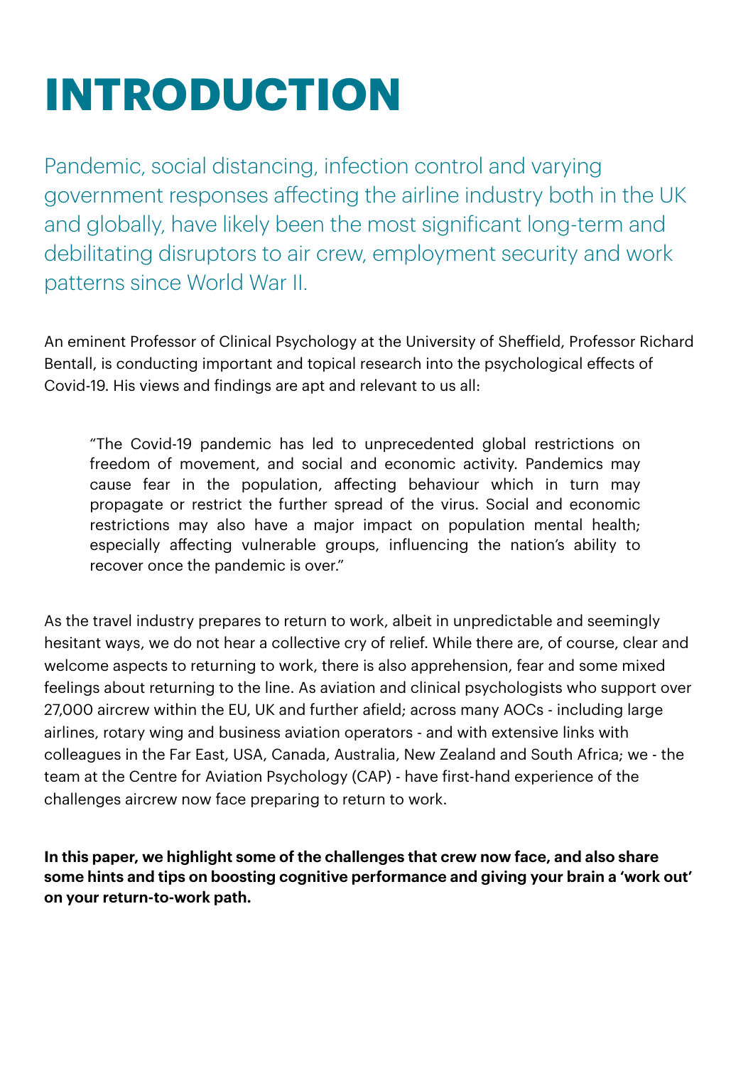# INTRODUCTION

Pandemic, social distancing, infection control and varying government responses affecting the airline industry both in the UK and globally, have likely been the most significant long-term and debilitating disruptors to air crew, employment security and work patterns since World War II.

An eminent Professor of Clinical Psychology at the University of Sheffield, Professor Richard Bentall, is conducting important and topical research into the psychological effects of Covid-19. His views and findings are apt and relevant to us all:

> "The Covid-19 pandemic has led to unprecedented global restrictions on freedom of movement, and social and economic activity. Pandemics may cause fear in the population, affecting behaviour which in turn may propagate or restrict the further spread of the virus. Social and economic restrictions may also have a major impact on population mental health; especially affecting vulnerable groups, influencing the nation's ability to recover once the pandemic is over."

As the travel industry prepares to return to work, albeit in unpredictable and seemingly hesitant ways, we do not hear a collective cry of relief. While there are, of course, clear and welcome aspects to returning to work, there is also apprehension, fear and some mixed feelings about returning to the line. As aviation and clinical psychologists who support over 27,000 aircrew within the EU, UK and further afield; across many AOCs - including large airlines, rotary wing and business aviation operators - and with extensive links with colleagues in the Far East, USA, Canada, Australia, New Zealand and South Africa; we - the team at the Centre for Aviation Psychology (CAP) - have first-hand experience of the challenges aircrew now face preparing to return to work.

**In this paper, we highlight some of the challenges that crew now face, and also share some hints and tips on boosting cognitive performance and giving your brain a 'work out' on your return-to-work path.**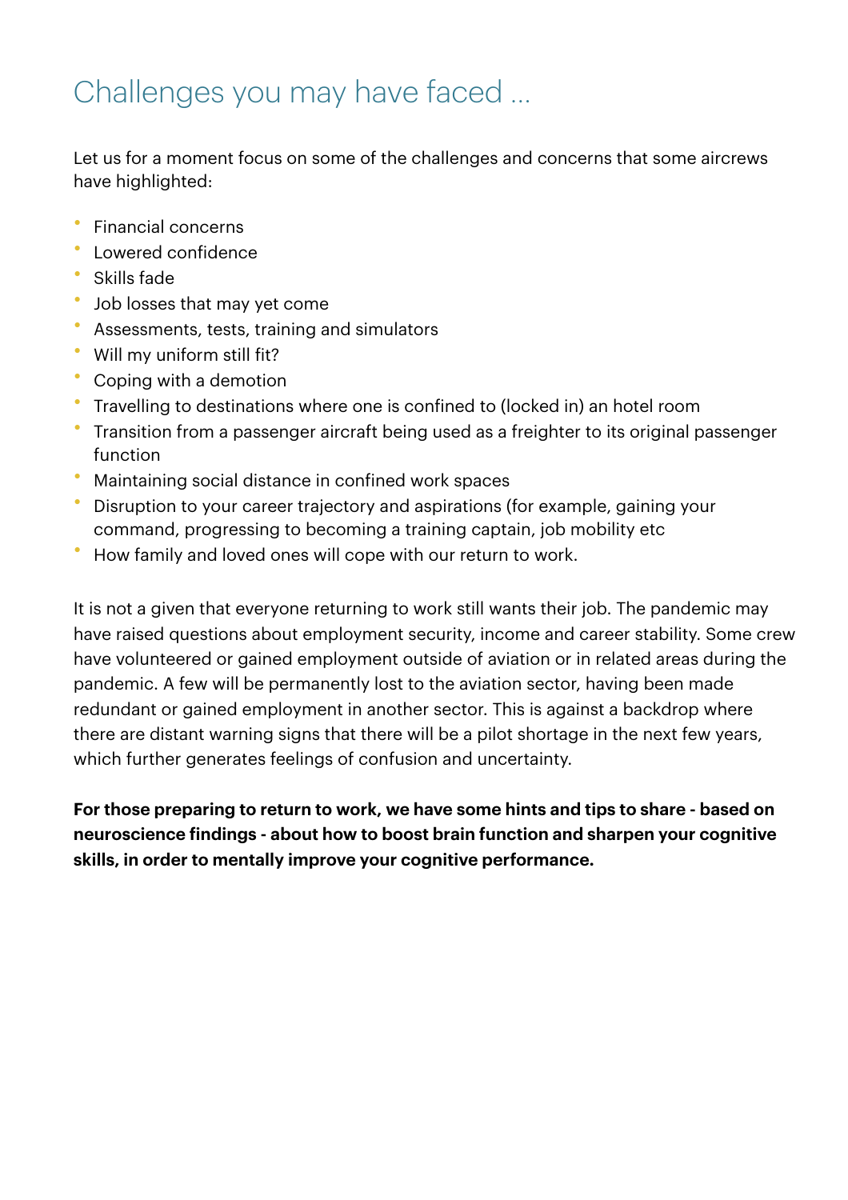# Challenges you may have faced ...

Let us for a moment focus on some of the challenges and concerns that some aircrews have highlighted:

- Financial concerns
- Lowered confidence
- Skills fade
- Job losses that may yet come
- Assessments, tests, training and simulators
- Will my uniform still fit?
- Coping with a demotion
- Travelling to destinations where one is confined to (locked in) an hotel room
- Transition from a passenger aircraft being used as a freighter to its original passenger function
- Maintaining social distance in confined work spaces
- Disruption to your career trajectory and aspirations (for example, gaining your command, progressing to becoming a training captain, job mobility etc
- How family and loved ones will cope with our return to work.

It is not a given that everyone returning to work still wants their job. The pandemic may have raised questions about employment security, income and career stability. Some crew have volunteered or gained employment outside of aviation or in related areas during the pandemic. A few will be permanently lost to the aviation sector, having been made redundant or gained employment in another sector. This is against a backdrop where there are distant warning signs that there will be a pilot shortage in the next few years, which further generates feelings of confusion and uncertainty.

**For those preparing to return to work, we have some hints and tips to share - based on neuroscience findings - about how to boost brain function and sharpen your cognitive skills, in order to mentally improve your cognitive performance.**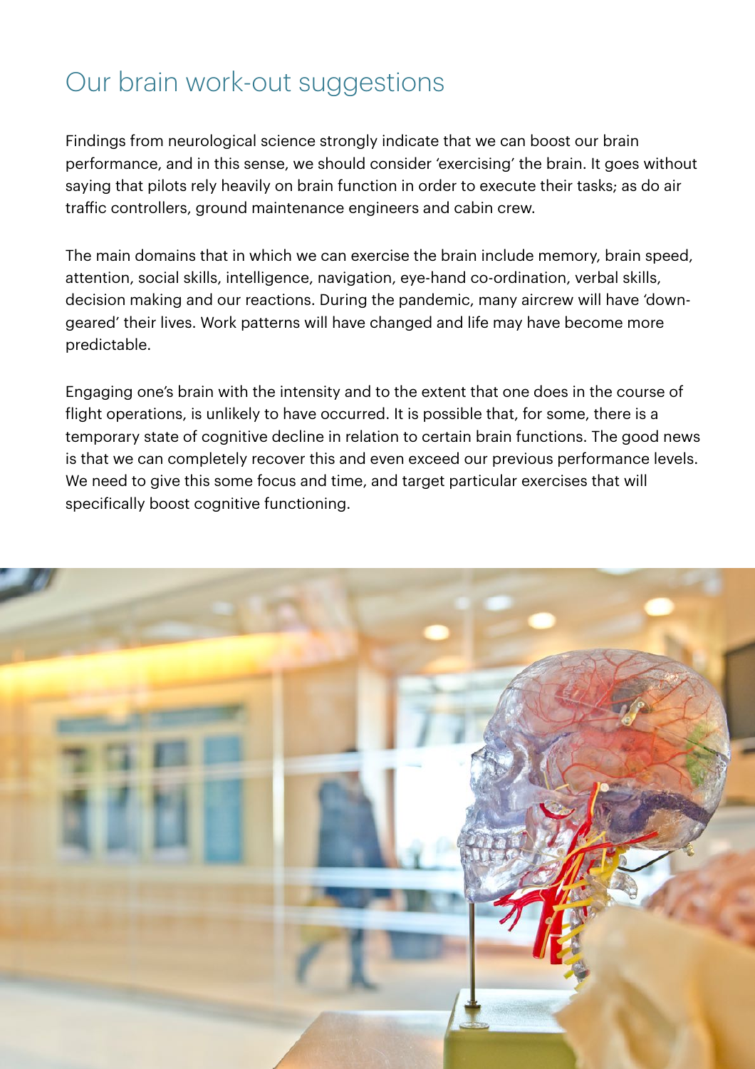# Our brain work-out suggestions

Findings from neurological science strongly indicate that we can boost our brain performance, and in this sense, we should consider 'exercising' the brain. It goes without saying that pilots rely heavily on brain function in order to execute their tasks; as do air traffic controllers, ground maintenance engineers and cabin crew.

The main domains that in which we can exercise the brain include memory, brain speed, attention, social skills, intelligence, navigation, eye-hand co-ordination, verbal skills, decision making and our reactions. During the pandemic, many aircrew will have 'down-geared' their lives. Work patterns will have changed and life may have become more predictable.

Engaging one's brain with the intensity and to the extent that one does in the course of flight operations, is unlikely to have occurred. It is possible that, for some, there is a temporary state of cognitive decline in relation to certain brain functions. The good news is that we can completely recover this and even exceed our previous performance levels. We need to give this some focus and time, and target particular exercises that will specifically boost cognitive functioning.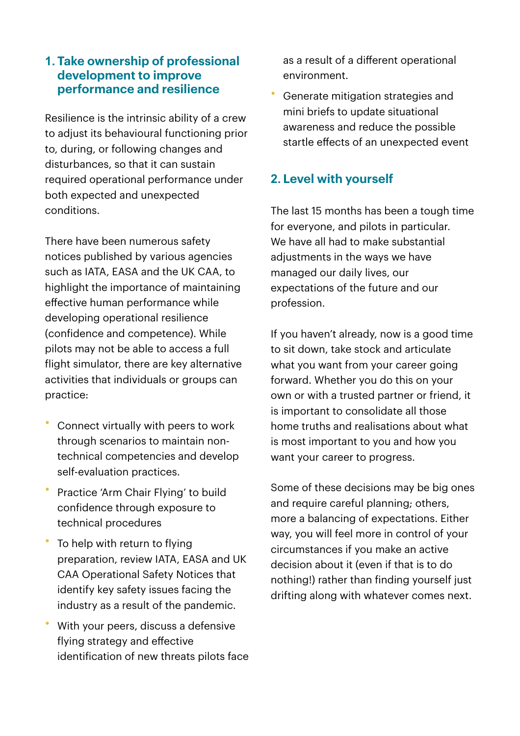## 1. Take ownership of professional development to improve performance and resilience

Resilience is the intrinsic ability of a crew to adjust its behavioural functioning prior to, during, or following changes and disturbances, so that it can sustain required operational performance under both expected and unexpected conditions.

There have been numerous safety notices published by various agencies such as IATA, EASA and the UK CAA, to highlight the importance of maintaining effective human performance while developing operational resilience (confidence and competence). While pilots may not be able to access a full flight simulator, there are key alternative activities that individuals or groups can practice:

- Connect virtually with peers to work through scenarios to maintain non-technical competencies and develop self-evaluation practices.
- Practice 'Arm Chair Flying' to build confidence through exposure to technical procedures
- To help with return to flying preparation, review IATA, EASA and UK CAA Operational Safety Notices that identify key safety issues facing the industry as a result of the pandemic.
- With your peers, discuss a defensive flying strategy and effective identification of new threats pilots face as a result of a different operational environment.
- Generate mitigation strategies and mini briefs to update situational awareness and reduce the possible startle effects of an unexpected event

## 2. Level with yourself

The last 15 months has been a tough time for everyone, and pilots in particular. We have all had to make substantial adjustments in the ways we have managed our daily lives, our expectations of the future and our profession.

If you haven't already, now is a good time to sit down, take stock and articulate what you want from your career going forward. Whether you do this on your own or with a trusted partner or friend, it is important to consolidate all those home truths and realisations about what is most important to you and how you want your career to progress.

Some of these decisions may be big ones and require careful planning; others, more a balancing of expectations. Either way, you will feel more in control of your circumstances if you make an active decision about it (even if that is to do nothing!) rather than finding yourself just drifting along with whatever comes next.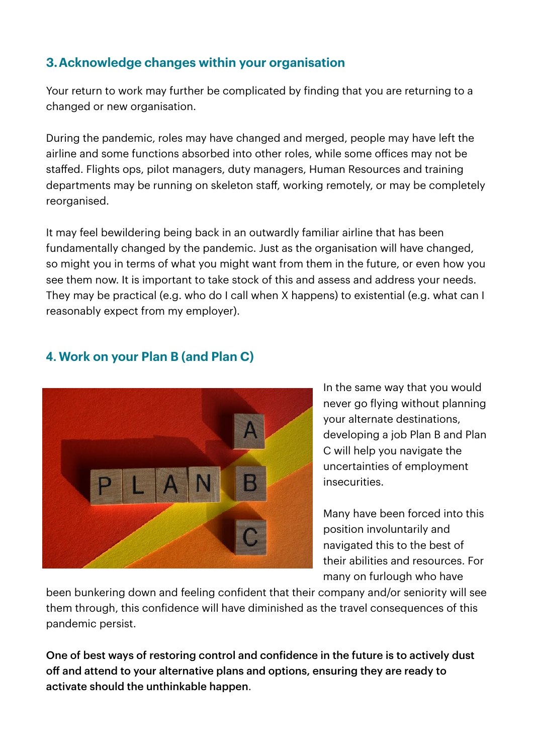### 3. Acknowledge changes within your organisation

Your return to work may further be complicated by finding that you are returning to a changed or new organisation.

During the pandemic, roles may have changed and merged, people may have left the airline and some functions absorbed into other roles, while some offices may not be staffed. Flights ops, pilot managers, duty managers, Human Resources and training departments may be running on skeleton staff, working remotely, or may be completely reorganised.

It may feel bewildering being back in an outwardly familiar airline that has been fundamentally changed by the pandemic. Just as the organisation will have changed, so might you in terms of what you might want from them in the future, or even how you see them now. It is important to take stock of this and assess and address your needs. They may be practical (e.g. who do I call when X happens) to existential (e.g. what can I reasonably expect from my employer).

### 4. Work on your Plan B (and Plan C)

In the same way that you would never go flying without planning your alternate destinations, developing a job Plan B and Plan C will help you navigate the uncertainties of employment insecurities.

Many have been forced into this position involuntarily and navigated this to the best of their abilities and resources. For many on furlough who have been bunkering down and feeling confident that their company and/or seniority will see them through, this confidence will have diminished as the travel consequences of this pandemic persist.

**One of best ways of restoring control and confidence in the future is to actively dust off and attend to your alternative plans and options, ensuring they are ready to activate should the unthinkable happen**.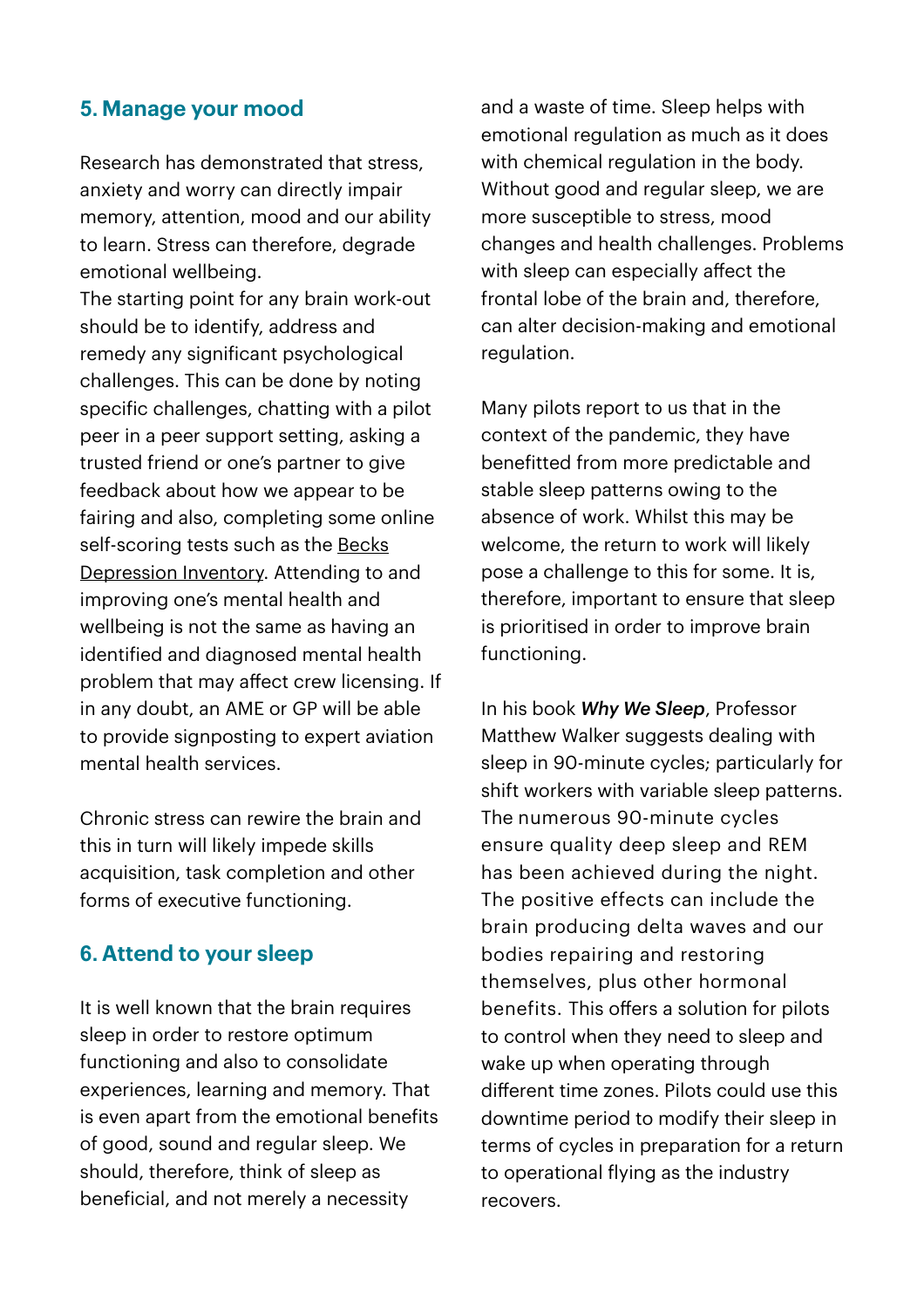## 5. Manage your mood

Research has demonstrated that stress, anxiety and worry can directly impair memory, attention, mood and our ability to learn. Stress can therefore, degrade emotional wellbeing.
The starting point for any brain work-out should be to identify, address and remedy any significant psychological challenges. This can be done by noting specific challenges, chatting with a pilot peer in a peer support setting, asking a trusted friend or one's partner to give feedback about how we appear to be fairing and also, completing some online self-scoring tests such as the Becks Depression Inventory. Attending to and improving one's mental health and wellbeing is not the same as having an identified and diagnosed mental health problem that may affect crew licensing. If in any doubt, an AME or GP will be able to provide signposting to expert aviation mental health services.

Chronic stress can rewire the brain and this in turn will likely impede skills acquisition, task completion and other forms of executive functioning.

## 6. Attend to your sleep

It is well known that the brain requires sleep in order to restore optimum functioning and also to consolidate experiences, learning and memory. That is even apart from the emotional benefits of good, sound and regular sleep. We should, therefore, think of sleep as beneficial, and not merely a necessity and a waste of time. Sleep helps with emotional regulation as much as it does with chemical regulation in the body. Without good and regular sleep, we are more susceptible to stress, mood changes and health challenges. Problems with sleep can especially affect the frontal lobe of the brain and, therefore, can alter decision-making and emotional regulation.

Many pilots report to us that in the context of the pandemic, they have benefitted from more predictable and stable sleep patterns owing to the absence of work. Whilst this may be welcome, the return to work will likely pose a challenge to this for some. It is, therefore, important to ensure that sleep is prioritised in order to improve brain functioning.

In his book ***Why We Sleep***, Professor Matthew Walker suggests dealing with sleep in 90-minute cycles; particularly for shift workers with variable sleep patterns. The numerous 90-minute cycles ensure quality deep sleep and REM has been achieved during the night. The positive effects can include the brain producing delta waves and our bodies repairing and restoring themselves, plus other hormonal benefits. This offers a solution for pilots to control when they need to sleep and wake up when operating through different time zones. Pilots could use this downtime period to modify their sleep in terms of cycles in preparation for a return to operational flying as the industry recovers.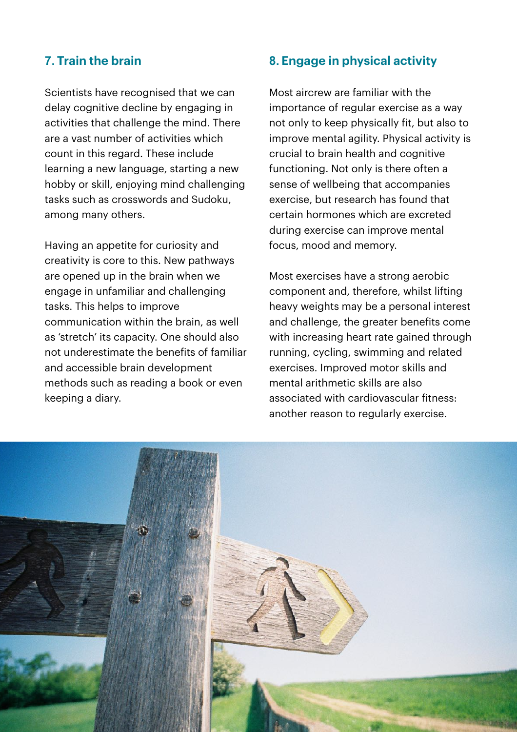## 7. Train the brain

Scientists have recognised that we can delay cognitive decline by engaging in activities that challenge the mind. There are a vast number of activities which count in this regard. These include learning a new language, starting a new hobby or skill, enjoying mind challenging tasks such as crosswords and Sudoku, among many others.

Having an appetite for curiosity and creativity is core to this. New pathways are opened up in the brain when we engage in unfamiliar and challenging tasks. This helps to improve communication within the brain, as well as 'stretch' its capacity. One should also not underestimate the benefits of familiar and accessible brain development methods such as reading a book or even keeping a diary.

## 8. Engage in physical activity

Most aircrew are familiar with the importance of regular exercise as a way not only to keep physically fit, but also to improve mental agility. Physical activity is crucial to brain health and cognitive functioning. Not only is there often a sense of wellbeing that accompanies exercise, but research has found that certain hormones which are excreted during exercise can improve mental focus, mood and memory.

Most exercises have a strong aerobic component and, therefore, whilst lifting heavy weights may be a personal interest and challenge, the greater benefits come with increasing heart rate gained through running, cycling, swimming and related exercises. Improved motor skills and mental arithmetic skills are also associated with cardiovascular fitness: another reason to regularly exercise.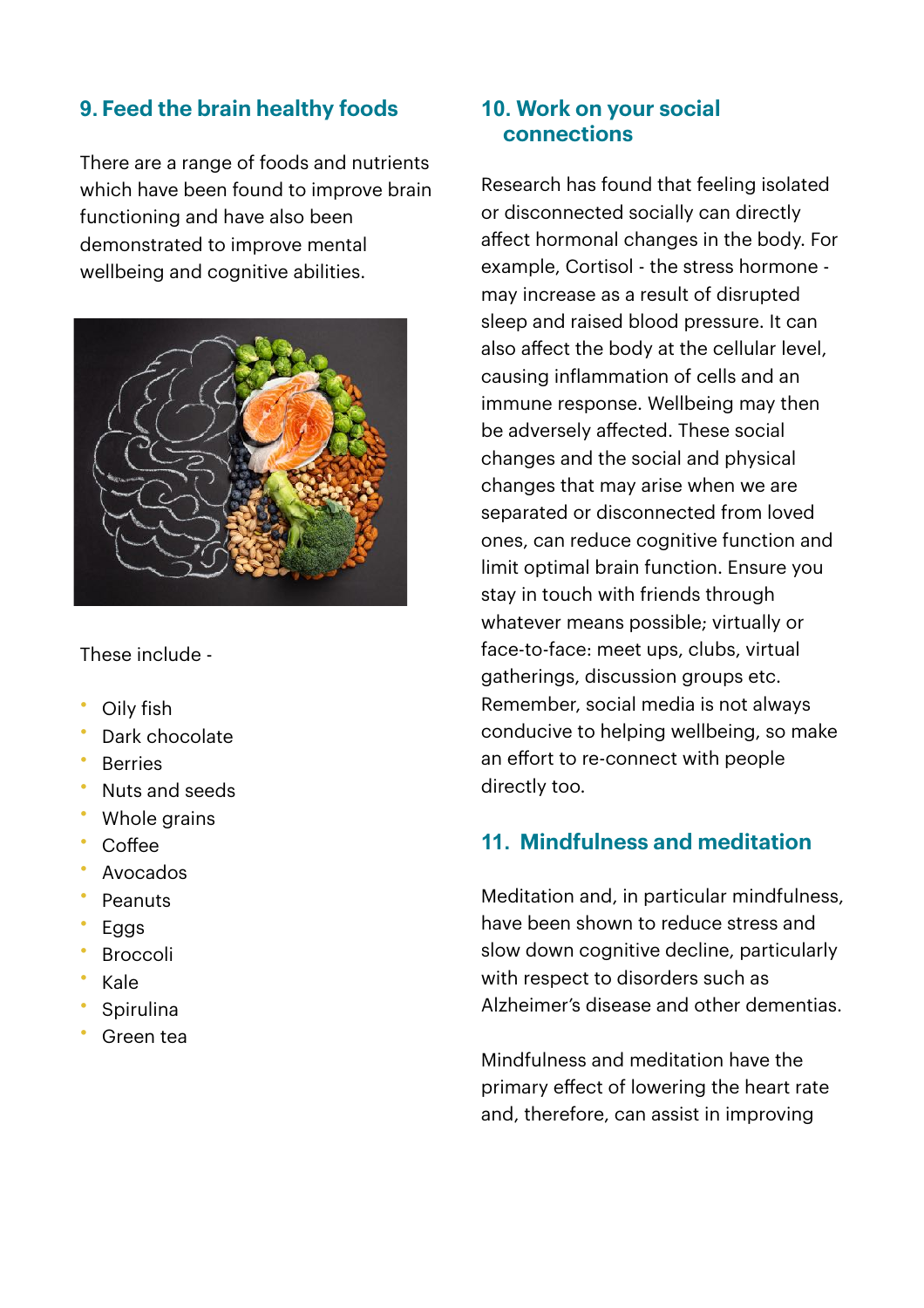## 9. Feed the brain healthy foods

There are a range of foods and nutrients which have been found to improve brain functioning and have also been demonstrated to improve mental wellbeing and cognitive abilities.

These include -

- Oily fish
- Dark chocolate
- Berries
- Nuts and seeds
- Whole grains
- Coffee
- Avocados
- Peanuts
- Eggs
- Broccoli
- Kale
- Spirulina
- Green tea

## 10. Work on your social connections

Research has found that feeling isolated or disconnected socially can directly affect hormonal changes in the body. For example, Cortisol - the stress hormone - may increase as a result of disrupted sleep and raised blood pressure. It can also affect the body at the cellular level, causing inflammation of cells and an immune response. Wellbeing may then be adversely affected. These social changes and the social and physical changes that may arise when we are separated or disconnected from loved ones, can reduce cognitive function and limit optimal brain function. Ensure you stay in touch with friends through whatever means possible; virtually or face-to-face: meet ups, clubs, virtual gatherings, discussion groups etc. Remember, social media is not always conducive to helping wellbeing, so make an effort to re-connect with people directly too.

## 11. Mindfulness and meditation

Meditation and, in particular mindfulness, have been shown to reduce stress and slow down cognitive decline, particularly with respect to disorders such as Alzheimer's disease and other dementias.

Mindfulness and meditation have the primary effect of lowering the heart rate and, therefore, can assist in improving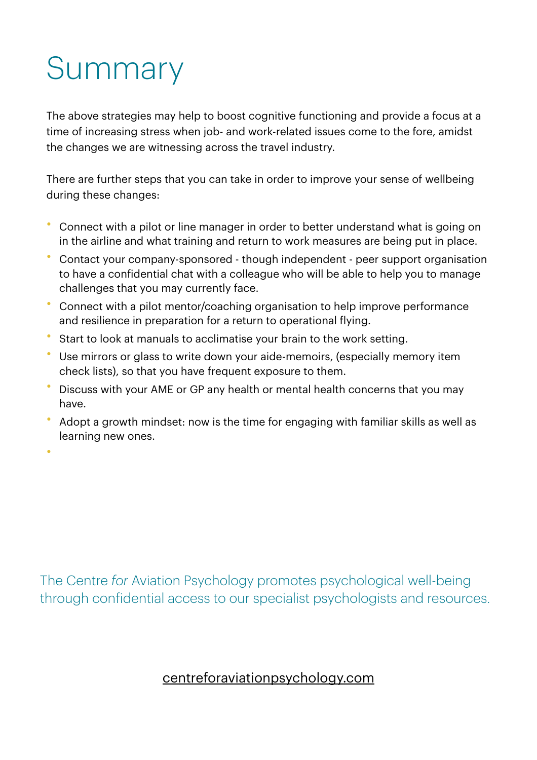# Summary

The above strategies may help to boost cognitive functioning and provide a focus at a time of increasing stress when job- and work-related issues come to the fore, amidst the changes we are witnessing across the travel industry.

There are further steps that you can take in order to improve your sense of wellbeing during these changes:

- Connect with a pilot or line manager in order to better understand what is going on in the airline and what training and return to work measures are being put in place.
- Contact your company-sponsored - though independent - peer support organisation to have a confidential chat with a colleague who will be able to help you to manage challenges that you may currently face.
- Connect with a pilot mentor/coaching organisation to help improve performance and resilience in preparation for a return to operational flying.
- Start to look at manuals to acclimatise your brain to the work setting.
- Use mirrors or glass to write down your aide-memoirs, (especially memory item check lists), so that you have frequent exposure to them.
- Discuss with your AME or GP any health or mental health concerns that you may have.
- Adopt a growth mindset: now is the time for engaging with familiar skills as well as learning new ones.

The Centre *for* Aviation Psychology promotes psychological well-being through confidential access to our specialist psychologists and resources.

centreforaviationpsychology.com